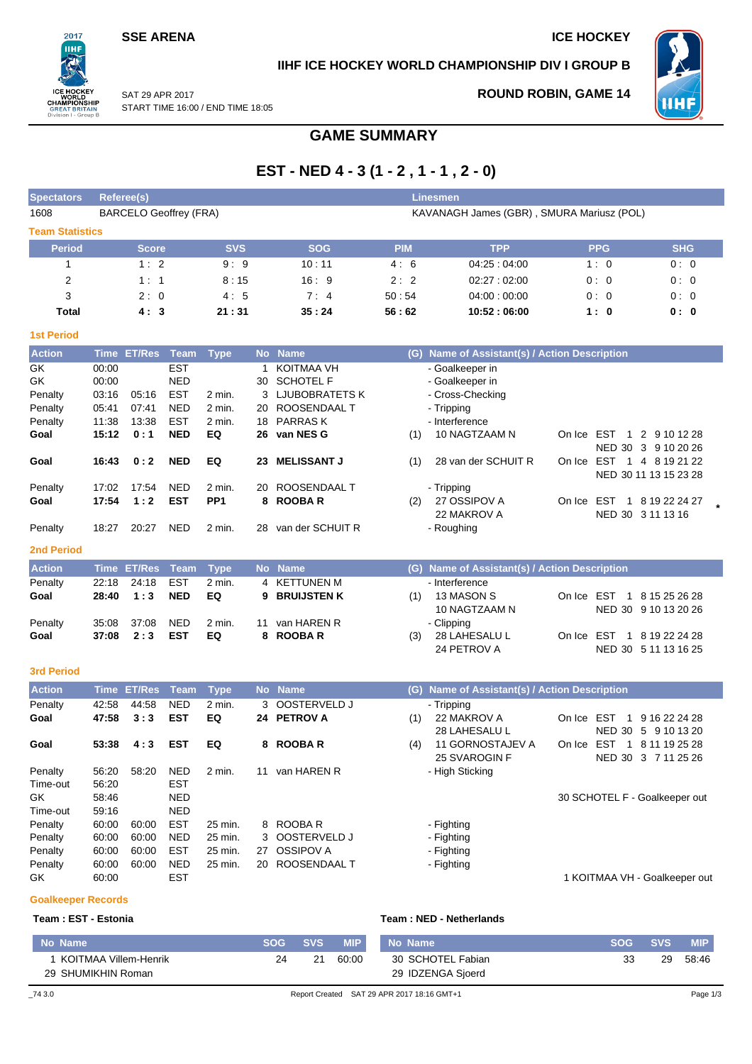SSE ARENA

ICE HOCKEY

IIHF ICE HOCKEY WORLD CHAMPIONSHIP DIV I GROUP B

SAT 29 APR 2017
START TIME 16:00 / END TIME 18:05

ROUND ROBIN, GAME 14

# GAME SUMMARY

## EST - NED 4 - 3 (1 - 2 , 1 - 1 , 2 - 0)

| Spectators | Referee(s) | Linesmen |
|---|---|---|
| 1608 | BARCELO Geoffrey (FRA) | KAVANAGH James (GBR) , SMURA Mariusz (POL) |

### Team Statistics

| Period | Score | SVS | SOG | PIM | TPP | PPG | SHG |
|---|---|---|---|---|---|---|---|
| 1 | 1 : 2 | 9 : 9 | 10 : 11 | 4 : 6 | 04:25 : 04:00 | 1 : 0 | 0 : 0 |
| 2 | 1 : 1 | 8 : 15 | 16 : 9 | 2 : 2 | 02:27 : 02:00 | 0 : 0 | 0 : 0 |
| 3 | 2 : 0 | 4 : 5 | 7 : 4 | 50 : 54 | 04:00 : 00:00 | 0 : 0 | 0 : 0 |
| **Total** | **4 : 3** | **21 : 31** | **35 : 24** | **56 : 62** | **10:52 : 06:00** | **1 : 0** | **0 : 0** |

### 1st Period

| Action | Time | ET/Res | Team | Type | No | Name | (G) | Name of Assistant(s) / Action Description | |
|---|---|---|---|---|---|---|---|---|---|
| GK | 00:00 | | EST | | 1 | KOITMAA VH | | - Goalkeeper in | |
| GK | 00:00 | | NED | | 30 | SCHOTEL F | | - Goalkeeper in | |
| Penalty | 03:16 | 05:16 | EST | 2 min. | 3 | LJUBOBRATETS K | | - Cross-Checking | |
| Penalty | 05:41 | 07:41 | NED | 2 min. | 20 | ROOSENDAAL T | | - Tripping | |
| Penalty | 11:38 | 13:38 | EST | 2 min. | 18 | PARRAS K | | - Interference | |
| **Goal** | **15:12** | **0 : 1** | **NED** | **EQ** | **26** | **van NES G** | (1) | 10 NAGTZAAM N | On Ice EST 1 2 9 10 12 28 NED 30 3 9 10 20 26 |
| **Goal** | **16:43** | **0 : 2** | **NED** | **EQ** | **23** | **MELISSANT J** | (1) | 28 van der SCHUIT R | On Ice EST 1 4 8 19 21 22 NED 30 11 13 15 23 28 |
| Penalty | 17:02 | 17:54 | NED | 2 min. | 20 | ROOSENDAAL T | | - Tripping | |
| **Goal** | **17:54** | **1 : 2** | **EST** | **PP1** | **8** | **ROOBA R** | (2) | 27 OSSIPOV A, 22 MAKROV A | On Ice EST 1 8 19 22 24 27 NED 30 3 11 13 16 * |
| Penalty | 18:27 | 20:27 | NED | 2 min. | 28 | van der SCHUIT R | | - Roughing | |

### 2nd Period

| Action | Time | ET/Res | Team | Type | No | Name | (G) | Name of Assistant(s) / Action Description | |
|---|---|---|---|---|---|---|---|---|---|
| Penalty | 22:18 | 24:18 | EST | 2 min. | 4 | KETTUNEN M | | - Interference | |
| **Goal** | **28:40** | **1 : 3** | **NED** | **EQ** | **9** | **BRUIJSTEN K** | (1) | 13 MASON S, 10 NAGTZAAM N | On Ice EST 1 8 15 25 26 28 NED 30 9 10 13 20 26 |
| Penalty | 35:08 | 37:08 | NED | 2 min. | 11 | van HAREN R | | - Clipping | |
| **Goal** | **37:08** | **2 : 3** | **EST** | **EQ** | **8** | **ROOBA R** | (3) | 28 LAHESALU L, 24 PETROV A | On Ice EST 1 8 19 22 24 28 NED 30 5 11 13 16 25 |

### 3rd Period

| Action | Time | ET/Res | Team | Type | No | Name | (G) | Name of Assistant(s) / Action Description | |
|---|---|---|---|---|---|---|---|---|---|
| Penalty | 42:58 | 44:58 | NED | 2 min. | 3 | OOSTERVELD J | | - Tripping | |
| **Goal** | **47:58** | **3 : 3** | **EST** | **EQ** | **24** | **PETROV A** | (1) | 22 MAKROV A, 28 LAHESALU L | On Ice EST 1 9 16 22 24 28 NED 30 5 9 10 13 20 |
| **Goal** | **53:38** | **4 : 3** | **EST** | **EQ** | **8** | **ROOBA R** | (4) | 11 GORNOSTAJEV A, 25 SVAROGIN F | On Ice EST 1 8 11 19 25 28 NED 30 3 7 11 25 26 |
| Penalty | 56:20 | 58:20 | NED | 2 min. | 11 | van HAREN R | | - High Sticking | |
| Time-out | 56:20 | | EST | | | | | | |
| GK | 58:46 | | NED | | | | | | 30 SCHOTEL F - Goalkeeper out |
| Time-out | 59:16 | | NED | | | | | | |
| Penalty | 60:00 | 60:00 | EST | 25 min. | 8 | ROOBA R | | - Fighting | |
| Penalty | 60:00 | 60:00 | NED | 25 min. | 3 | OOSTERVELD J | | - Fighting | |
| Penalty | 60:00 | 60:00 | EST | 25 min. | 27 | OSSIPOV A | | - Fighting | |
| Penalty | 60:00 | 60:00 | NED | 25 min. | 20 | ROOSENDAAL T | | - Fighting | |
| GK | 60:00 | | EST | | | | | | 1 KOITMAA VH - Goalkeeper out |

### Goalkeeper Records

**Team : EST - Estonia**

| No | Name | SOG | SVS | MIP |
|---|---|---|---|---|
| 1 | KOITMAA Villem-Henrik | 24 | 21 | 60:00 |
| 29 | SHUMIKHIN Roman | | | |

**Team : NED - Netherlands**

| No | Name | SOG | SVS | MIP |
|---|---|---|---|---|
| 30 | SCHOTEL Fabian | 33 | 29 | 58:46 |
| 29 | IDZENGA Sjoerd | | | |

Report Created SAT 29 APR 2017 18:16 GMT+1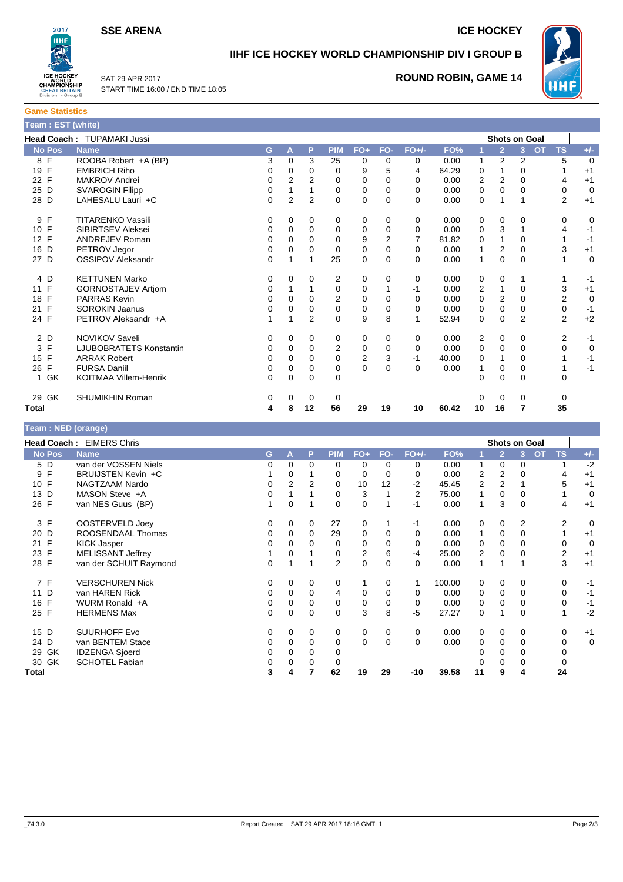**SSE ARENA** | **ICE HOCKEY**

# IIHF ICE HOCKEY WORLD CHAMPIONSHIP DIV I GROUP B

SAT 29 APR 2017
START TIME 16:00 / END TIME 18:05

**ROUND ROBIN, GAME 14**

## Game Statistics

### Team : EST (white)

**Head Coach :** TUPAMAKI Jussi

| No | Pos | Name | G | A | P | PIM | FO+ | FO- | FO+/- | FO% | Shots on Goal 1 | 2 | 3 | OT | TS | +/- |
|---|---|---|---|---|---|---|---|---|---|---|---|---|---|---|---|---|
| 8 | F | ROOBA Robert +A (BP) | 3 | 0 | 3 | 25 | 0 | 0 | 0 | 0.00 | 1 | 2 | 2 | | 5 | 0 |
| 19 | F | EMBRICH Riho | 0 | 0 | 0 | 0 | 9 | 5 | 4 | 64.29 | 0 | 1 | 0 | | 1 | +1 |
| 22 | F | MAKROV Andrei | 0 | 2 | 2 | 0 | 0 | 0 | 0 | 0.00 | 2 | 2 | 0 | | 4 | +1 |
| 25 | D | SVAROGIN Filipp | 0 | 1 | 1 | 0 | 0 | 0 | 0 | 0.00 | 0 | 0 | 0 | | 0 | 0 |
| 28 | D | LAHESALU Lauri +C | 0 | 2 | 2 | 0 | 0 | 0 | 0 | 0.00 | 0 | 1 | 1 | | 2 | +1 |
| 9 | F | TITARENKO Vassili | 0 | 0 | 0 | 0 | 0 | 0 | 0 | 0.00 | 0 | 0 | 0 | | 0 | 0 |
| 10 | F | SIBIRTSEV Aleksei | 0 | 0 | 0 | 0 | 0 | 0 | 0 | 0.00 | 0 | 3 | 1 | | 4 | -1 |
| 12 | F | ANDREJEV Roman | 0 | 0 | 0 | 0 | 9 | 2 | 7 | 81.82 | 0 | 1 | 0 | | 1 | -1 |
| 16 | D | PETROV Jegor | 0 | 0 | 0 | 0 | 0 | 0 | 0 | 0.00 | 1 | 2 | 0 | | 3 | +1 |
| 27 | D | OSSIPOV Aleksandr | 0 | 1 | 1 | 25 | 0 | 0 | 0 | 0.00 | 1 | 0 | 0 | | 1 | 0 |
| 4 | D | KETTUNEN Marko | 0 | 0 | 0 | 2 | 0 | 0 | 0 | 0.00 | 0 | 0 | 1 | | 1 | -1 |
| 11 | F | GORNOSTAJEV Artjom | 0 | 1 | 1 | 0 | 0 | 1 | -1 | 0.00 | 2 | 1 | 0 | | 3 | +1 |
| 18 | F | PARRAS Kevin | 0 | 0 | 0 | 2 | 0 | 0 | 0 | 0.00 | 0 | 2 | 0 | | 2 | 0 |
| 21 | F | SOROKIN Jaanus | 0 | 0 | 0 | 0 | 0 | 0 | 0 | 0.00 | 0 | 0 | 0 | | 0 | -1 |
| 24 | F | PETROV Aleksandr +A | 1 | 1 | 2 | 0 | 9 | 8 | 1 | 52.94 | 0 | 0 | 2 | | 2 | +2 |
| 2 | D | NOVIKOV Saveli | 0 | 0 | 0 | 0 | 0 | 0 | 0 | 0.00 | 2 | 0 | 0 | | 2 | -1 |
| 3 | F | LJUBOBRATETS Konstantin | 0 | 0 | 0 | 2 | 0 | 0 | 0 | 0.00 | 0 | 0 | 0 | | 0 | 0 |
| 15 | F | ARRAK Robert | 0 | 0 | 0 | 0 | 2 | 3 | -1 | 40.00 | 0 | 1 | 0 | | 1 | -1 |
| 26 | F | FURSA Daniil | 0 | 0 | 0 | 0 | 0 | 0 | 0 | 0.00 | 1 | 0 | 0 | | 1 | -1 |
| 1 | GK | KOITMAA Villem-Henrik | 0 | 0 | 0 | 0 | | | | | 0 | 0 | 0 | | 0 | |
| 29 | GK | SHUMIKHIN Roman | 0 | 0 | 0 | 0 | | | | | 0 | 0 | 0 | | 0 | |
| **Total** | | | **4** | **8** | **12** | **56** | **29** | **19** | **10** | **60.42** | **10** | **16** | **7** | | **35** | |

### Team : NED (orange)

**Head Coach :** EIMERS Chris

| No | Pos | Name | G | A | P | PIM | FO+ | FO- | FO+/- | FO% | Shots on Goal 1 | 2 | 3 | OT | TS | +/- |
|---|---|---|---|---|---|---|---|---|---|---|---|---|---|---|---|---|
| 5 | D | van der VOSSEN Niels | 0 | 0 | 0 | 0 | 0 | 0 | 0 | 0.00 | 1 | 0 | 0 | | 1 | -2 |
| 9 | F | BRUIJSTEN Kevin +C | 1 | 0 | 1 | 0 | 0 | 0 | 0 | 0.00 | 2 | 2 | 0 | | 4 | +1 |
| 10 | F | NAGTZAAM Nardo | 0 | 2 | 2 | 0 | 10 | 12 | -2 | 45.45 | 2 | 2 | 1 | | 5 | +1 |
| 13 | D | MASON Steve +A | 0 | 1 | 1 | 0 | 3 | 1 | 2 | 75.00 | 1 | 0 | 0 | | 1 | 0 |
| 26 | F | van NES Guus (BP) | 1 | 0 | 1 | 0 | 0 | 1 | -1 | 0.00 | 1 | 3 | 0 | | 4 | +1 |
| 3 | F | OOSTERVELD Joey | 0 | 0 | 0 | 27 | 0 | 1 | -1 | 0.00 | 0 | 0 | 2 | | 2 | 0 |
| 20 | D | ROOSENDAAL Thomas | 0 | 0 | 0 | 29 | 0 | 0 | 0 | 0.00 | 1 | 0 | 0 | | 1 | +1 |
| 21 | F | KICK Jasper | 0 | 0 | 0 | 0 | 0 | 0 | 0 | 0.00 | 0 | 0 | 0 | | 0 | 0 |
| 23 | F | MELISSANT Jeffrey | 1 | 0 | 1 | 0 | 2 | 6 | -4 | 25.00 | 2 | 0 | 0 | | 2 | +1 |
| 28 | F | van der SCHUIT Raymond | 0 | 1 | 1 | 2 | 0 | 0 | 0 | 0.00 | 1 | 1 | 1 | | 3 | +1 |
| 7 | F | VERSCHUREN Nick | 0 | 0 | 0 | 0 | 1 | 0 | 1 | 100.00 | 0 | 0 | 0 | | 0 | -1 |
| 11 | D | van HAREN Rick | 0 | 0 | 0 | 4 | 0 | 0 | 0 | 0.00 | 0 | 0 | 0 | | 0 | -1 |
| 16 | F | WURM Ronald +A | 0 | 0 | 0 | 0 | 0 | 0 | 0 | 0.00 | 0 | 0 | 0 | | 0 | -1 |
| 25 | F | HERMENS Max | 0 | 0 | 0 | 0 | 3 | 8 | -5 | 27.27 | 0 | 1 | 0 | | 1 | -2 |
| 15 | D | SUURHOFF Evo | 0 | 0 | 0 | 0 | 0 | 0 | 0 | 0.00 | 0 | 0 | 0 | | 0 | +1 |
| 24 | D | van BENTEM Stace | 0 | 0 | 0 | 0 | 0 | 0 | 0 | 0.00 | 0 | 0 | 0 | | 0 | 0 |
| 29 | GK | IDZENGA Sjoerd | 0 | 0 | 0 | 0 | | | | | 0 | 0 | 0 | | 0 | |
| 30 | GK | SCHOTEL Fabian | 0 | 0 | 0 | 0 | | | | | 0 | 0 | 0 | | 0 | |
| **Total** | | | **3** | **4** | **7** | **62** | **19** | **29** | **-10** | **39.58** | **11** | **9** | **4** | | **24** | |

_74 3.0 — Report Created SAT 29 APR 2017 18:16 GMT+1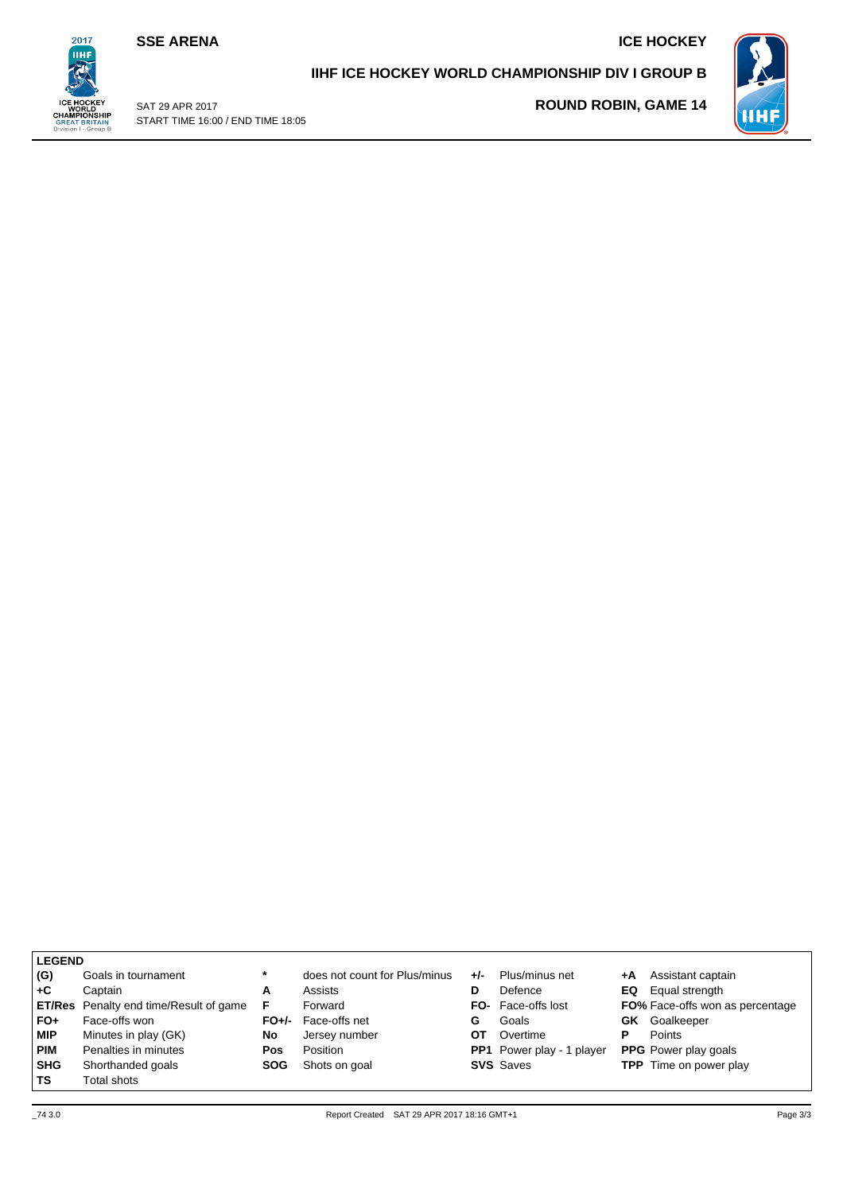# SSE ARENA

# ICE HOCKEY

## IIHF ICE HOCKEY WORLD CHAMPIONSHIP DIV I GROUP B

SAT 29 APR 2017
START TIME 16:00 / END TIME 18:05

**ROUND ROBIN, GAME 14**

| **LEGEND** | | | | | | | |
|---|---|---|---|---|---|---|---|
| **(G)** | Goals in tournament | **\*** | does not count for Plus/minus | **+/-** | Plus/minus net | **+A** | Assistant captain |
| **+C** | Captain | **A** | Assists | **D** | Defence | **EQ** | Equal strength |
| **ET/Res** | Penalty end time/Result of game | **F** | Forward | **FO-** | Face-offs lost | **FO%** | Face-offs won as percentage |
| **FO+** | Face-offs won | **FO+/-** | Face-offs net | **G** | Goals | **GK** | Goalkeeper |
| **MIP** | Minutes in play (GK) | **No** | Jersey number | **OT** | Overtime | **P** | Points |
| **PIM** | Penalties in minutes | **Pos** | Position | **PP1** | Power play - 1 player | **PPG** | Power play goals |
| **SHG** | Shorthanded goals | **SOG** | Shots on goal | **SVS** | Saves | **TPP** | Time on power play |
| **TS** | Total shots | | | | | | |

_74 3.0

Report Created SAT 29 APR 2017 18:16 GMT+1